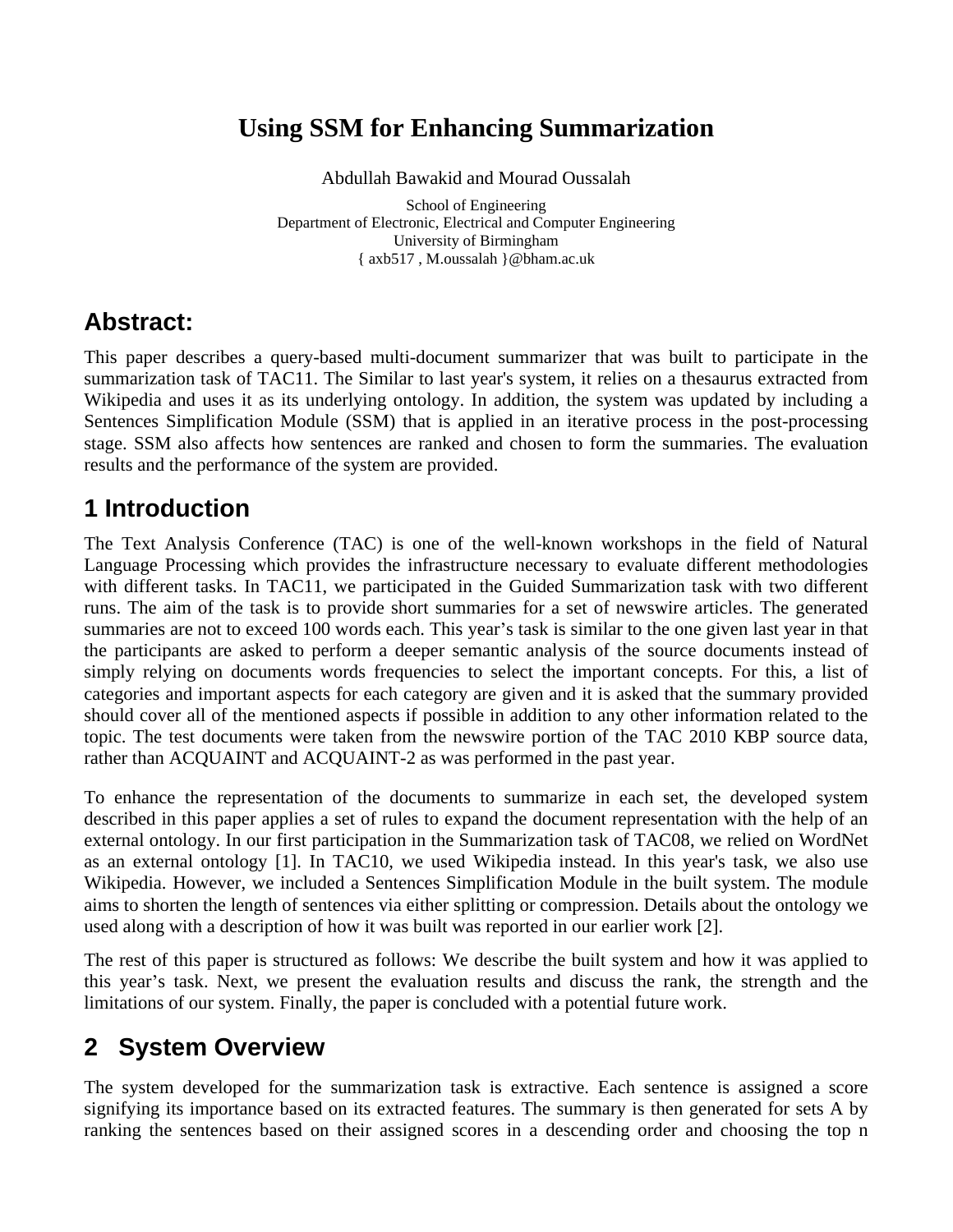# Using SSM for Enhancing Summarization

Abdullah Bawakid and Mourad Oussalah

School of Engineering
Department of Electronic, Electrical and Computer Engineering
University of Birmingham
{ axb517 , M.oussalah }@bham.ac.uk

## Abstract:

This paper describes a query-based multi-document summarizer that was built to participate in the summarization task of TAC11. The Similar to last year's system, it relies on a thesaurus extracted from Wikipedia and uses it as its underlying ontology. In addition, the system was updated by including a Sentences Simplification Module (SSM) that is applied in an iterative process in the post-processing stage. SSM also affects how sentences are ranked and chosen to form the summaries. The evaluation results and the performance of the system are provided.

## 1 Introduction

The Text Analysis Conference (TAC) is one of the well-known workshops in the field of Natural Language Processing which provides the infrastructure necessary to evaluate different methodologies with different tasks. In TAC11, we participated in the Guided Summarization task with two different runs. The aim of the task is to provide short summaries for a set of newswire articles. The generated summaries are not to exceed 100 words each. This year's task is similar to the one given last year in that the participants are asked to perform a deeper semantic analysis of the source documents instead of simply relying on documents words frequencies to select the important concepts. For this, a list of categories and important aspects for each category are given and it is asked that the summary provided should cover all of the mentioned aspects if possible in addition to any other information related to the topic. The test documents were taken from the newswire portion of the TAC 2010 KBP source data, rather than ACQUAINT and ACQUAINT-2 as was performed in the past year.

To enhance the representation of the documents to summarize in each set, the developed system described in this paper applies a set of rules to expand the document representation with the help of an external ontology. In our first participation in the Summarization task of TAC08, we relied on WordNet as an external ontology [1]. In TAC10, we used Wikipedia instead. In this year's task, we also use Wikipedia. However, we included a Sentences Simplification Module in the built system. The module aims to shorten the length of sentences via either splitting or compression. Details about the ontology we used along with a description of how it was built was reported in our earlier work [2].

The rest of this paper is structured as follows: We describe the built system and how it was applied to this year's task. Next, we present the evaluation results and discuss the rank, the strength and the limitations of our system. Finally, the paper is concluded with a potential future work.

## 2 System Overview

The system developed for the summarization task is extractive. Each sentence is assigned a score signifying its importance based on its extracted features. The summary is then generated for sets A by ranking the sentences based on their assigned scores in a descending order and choosing the top n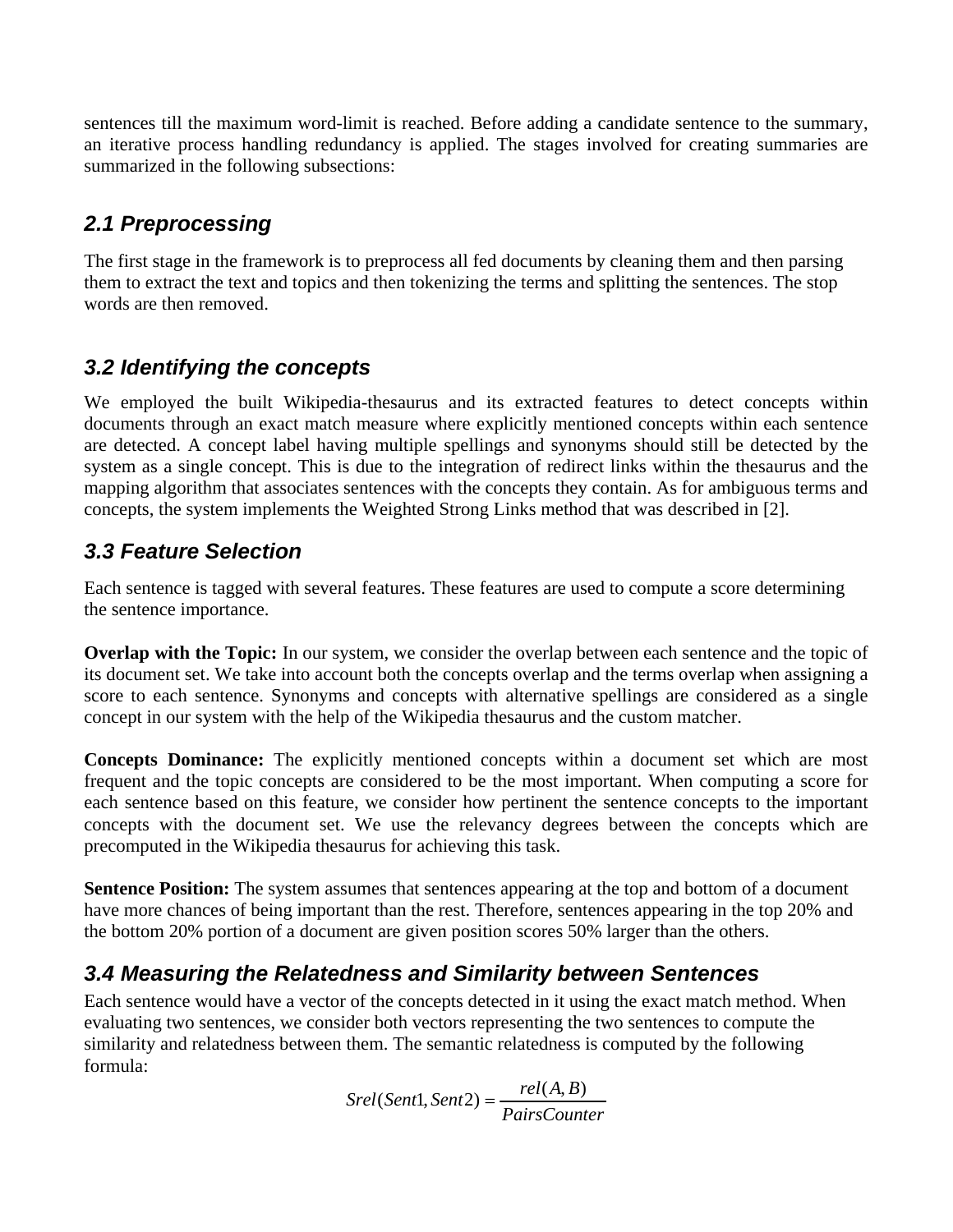sentences till the maximum word-limit is reached. Before adding a candidate sentence to the summary, an iterative process handling redundancy is applied. The stages involved for creating summaries are summarized in the following subsections:

### 2.1 Preprocessing

The first stage in the framework is to preprocess all fed documents by cleaning them and then parsing them to extract the text and topics and then tokenizing the terms and splitting the sentences. The stop words are then removed.

### 3.2 Identifying the concepts

We employed the built Wikipedia-thesaurus and its extracted features to detect concepts within documents through an exact match measure where explicitly mentioned concepts within each sentence are detected. A concept label having multiple spellings and synonyms should still be detected by the system as a single concept. This is due to the integration of redirect links within the thesaurus and the mapping algorithm that associates sentences with the concepts they contain. As for ambiguous terms and concepts, the system implements the Weighted Strong Links method that was described in [2].

### 3.3 Feature Selection

Each sentence is tagged with several features. These features are used to compute a score determining the sentence importance.

**Overlap with the Topic:** In our system, we consider the overlap between each sentence and the topic of its document set. We take into account both the concepts overlap and the terms overlap when assigning a score to each sentence. Synonyms and concepts with alternative spellings are considered as a single concept in our system with the help of the Wikipedia thesaurus and the custom matcher.

**Concepts Dominance:** The explicitly mentioned concepts within a document set which are most frequent and the topic concepts are considered to be the most important. When computing a score for each sentence based on this feature, we consider how pertinent the sentence concepts to the important concepts with the document set. We use the relevancy degrees between the concepts which are precomputed in the Wikipedia thesaurus for achieving this task.

**Sentence Position:** The system assumes that sentences appearing at the top and bottom of a document have more chances of being important than the rest. Therefore, sentences appearing in the top 20% and the bottom 20% portion of a document are given position scores 50% larger than the others.

### 3.4 Measuring the Relatedness and Similarity between Sentences

Each sentence would have a vector of the concepts detected in it using the exact match method. When evaluating two sentences, we consider both vectors representing the two sentences to compute the similarity and relatedness between them. The semantic relatedness is computed by the following formula:

$$Srel(Sent1, Sent2) = \frac{rel(A, B)}{PairsCounter}$$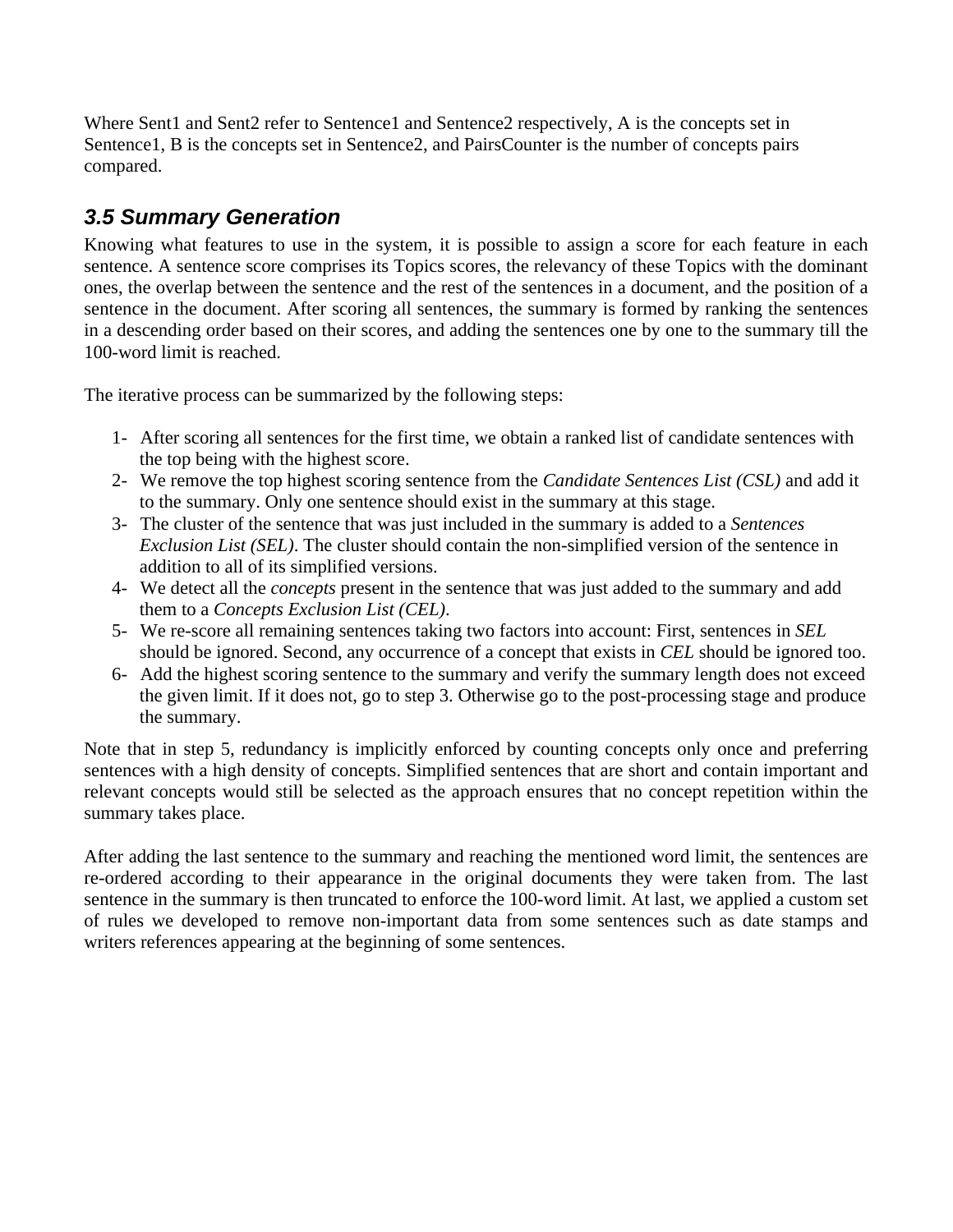Where Sent1 and Sent2 refer to Sentence1 and Sentence2 respectively, A is the concepts set in Sentence1, B is the concepts set in Sentence2, and PairsCounter is the number of concepts pairs compared.

### *3.5 Summary Generation*

Knowing what features to use in the system, it is possible to assign a score for each feature in each sentence. A sentence score comprises its Topics scores, the relevancy of these Topics with the dominant ones, the overlap between the sentence and the rest of the sentences in a document, and the position of a sentence in the document. After scoring all sentences, the summary is formed by ranking the sentences in a descending order based on their scores, and adding the sentences one by one to the summary till the 100-word limit is reached.

The iterative process can be summarized by the following steps:

1- After scoring all sentences for the first time, we obtain a ranked list of candidate sentences with the top being with the highest score.
2- We remove the top highest scoring sentence from the *Candidate Sentences List (CSL)* and add it to the summary. Only one sentence should exist in the summary at this stage.
3- The cluster of the sentence that was just included in the summary is added to a *Sentences Exclusion List (SEL)*. The cluster should contain the non-simplified version of the sentence in addition to all of its simplified versions.
4- We detect all the *concepts* present in the sentence that was just added to the summary and add them to a *Concepts Exclusion List (CEL)*.
5- We re-score all remaining sentences taking two factors into account: First, sentences in *SEL* should be ignored. Second, any occurrence of a concept that exists in *CEL* should be ignored too.
6- Add the highest scoring sentence to the summary and verify the summary length does not exceed the given limit. If it does not, go to step 3. Otherwise go to the post-processing stage and produce the summary.

Note that in step 5, redundancy is implicitly enforced by counting concepts only once and preferring sentences with a high density of concepts. Simplified sentences that are short and contain important and relevant concepts would still be selected as the approach ensures that no concept repetition within the summary takes place.

After adding the last sentence to the summary and reaching the mentioned word limit, the sentences are re-ordered according to their appearance in the original documents they were taken from. The last sentence in the summary is then truncated to enforce the 100-word limit. At last, we applied a custom set of rules we developed to remove non-important data from some sentences such as date stamps and writers references appearing at the beginning of some sentences.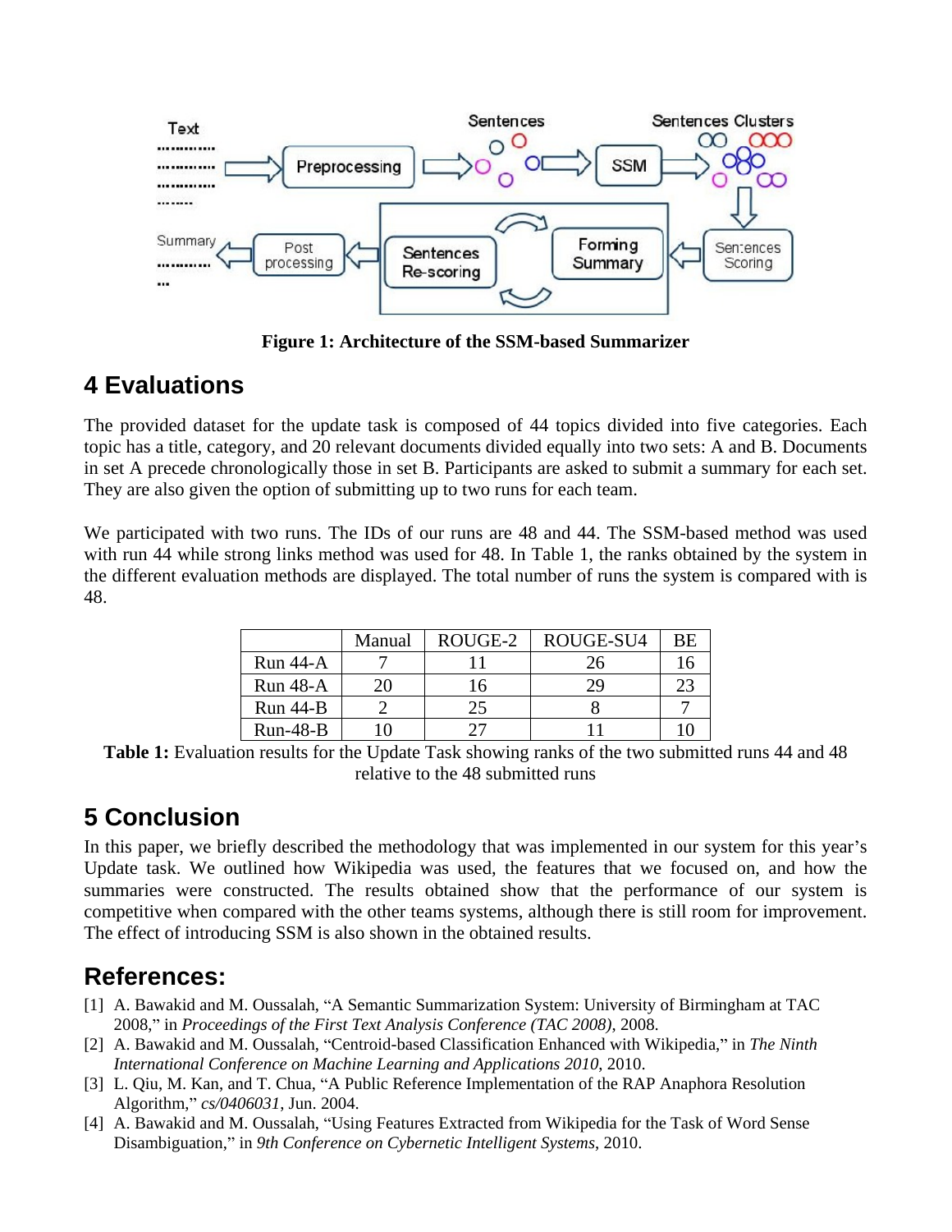Text
............
............
............
.........

Preprocessing

Sentences

SSM

Sentences Clusters

Sentences Scoring

Forming Summary

Sentences Re-scoring

Post processing

Summary
............
...

**Figure 1: Architecture of the SSM-based Summarizer**

# 4 Evaluations

The provided dataset for the update task is composed of 44 topics divided into five categories. Each topic has a title, category, and 20 relevant documents divided equally into two sets: A and B. Documents in set A precede chronologically those in set B. Participants are asked to submit a summary for each set. They are also given the option of submitting up to two runs for each team.

We participated with two runs. The IDs of our runs are 48 and 44. The SSM-based method was used with run 44 while strong links method was used for 48. In Table 1, the ranks obtained by the system in the different evaluation methods are displayed. The total number of runs the system is compared with is 48.

| | Manual | ROUGE-2 | ROUGE-SU4 | BE |
|---|---|---|---|---|
| Run 44-A | 7 | 11 | 26 | 16 |
| Run 48-A | 20 | 16 | 29 | 23 |
| Run 44-B | 2 | 25 | 8 | 7 |
| Run-48-B | 10 | 27 | 11 | 10 |

**Table 1:** Evaluation results for the Update Task showing ranks of the two submitted runs 44 and 48 relative to the 48 submitted runs

# 5 Conclusion

In this paper, we briefly described the methodology that was implemented in our system for this year's Update task. We outlined how Wikipedia was used, the features that we focused on, and how the summaries were constructed. The results obtained show that the performance of our system is competitive when compared with the other teams systems, although there is still room for improvement. The effect of introducing SSM is also shown in the obtained results.

# References:

[1] A. Bawakid and M. Oussalah, "A Semantic Summarization System: University of Birmingham at TAC 2008," in *Proceedings of the First Text Analysis Conference (TAC 2008)*, 2008.

[2] A. Bawakid and M. Oussalah, "Centroid-based Classification Enhanced with Wikipedia," in *The Ninth International Conference on Machine Learning and Applications 2010*, 2010.

[3] L. Qiu, M. Kan, and T. Chua, "A Public Reference Implementation of the RAP Anaphora Resolution Algorithm," *cs/0406031*, Jun. 2004.

[4] A. Bawakid and M. Oussalah, "Using Features Extracted from Wikipedia for the Task of Word Sense Disambiguation," in *9th Conference on Cybernetic Intelligent Systems*, 2010.